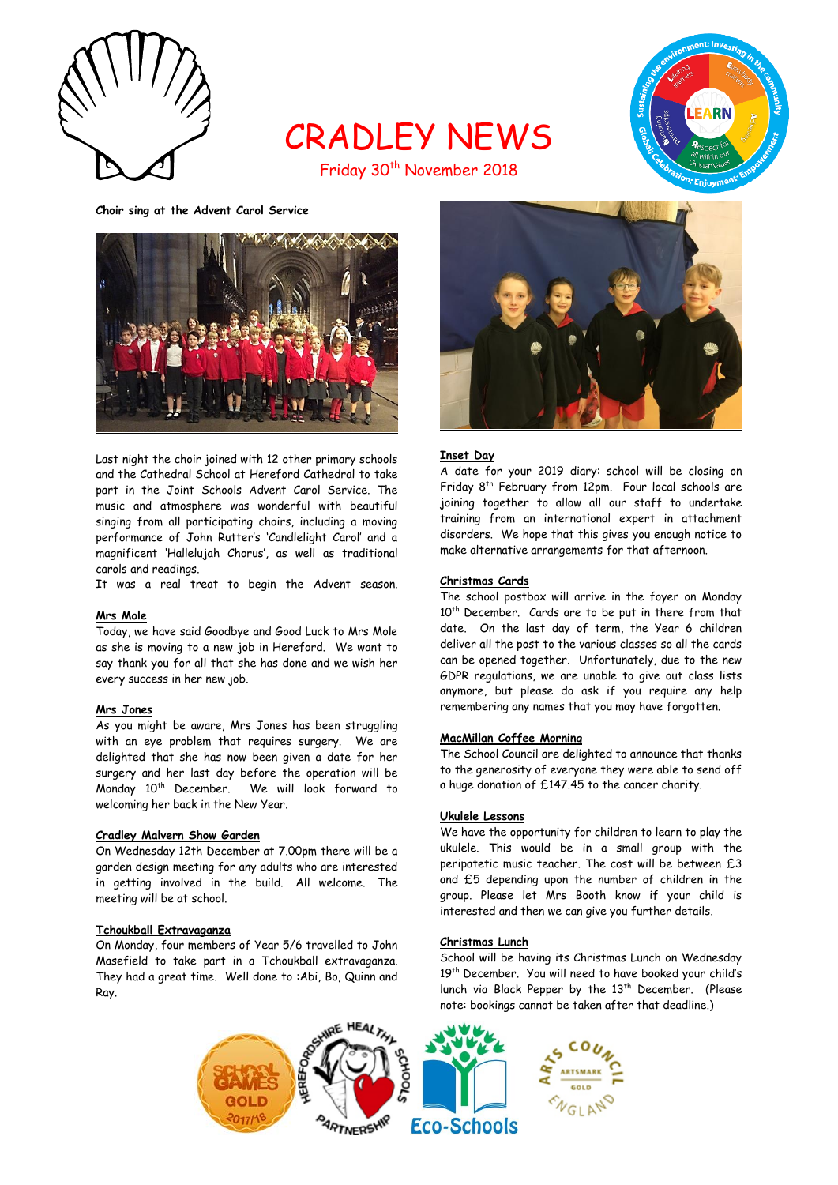# CRADLEY NEWS

Friday 30th November 2018

## Choir sing at the Advent Carol Service

Last night the choir joined with 12 other primary schools and the Cathedral School at Hereford Cathedral to take part in the Joint Schools Advent Carol Service. The music and atmosphere was wonderful with beautiful singing from all participating choirs, including a moving performance of John Rutter's 'Candlelight Carol' and a magnificent 'Hallelujah Chorus', as well as traditional carols and readings.

It was a real treat to begin the Advent season.

## Mrs Mole

Today, we have said Goodbye and Good Luck to Mrs Mole as she is moving to a new job in Hereford. We want to say thank you for all that she has done and we wish her every success in her new job.

## Mrs Jones

As you might be aware, Mrs Jones has been struggling with an eye problem that requires surgery. We are delighted that she has now been given a date for her surgery and her last day before the operation will be Monday 10th December. We will look forward to welcoming her back in the New Year.

## Cradley Malvern Show Garden

On Wednesday 12th December at 7.00pm there will be a garden design meeting for any adults who are interested in getting involved in the build. All welcome. The meeting will be at school.

## Tchoukball Extravaganza

On Monday, four members of Year 5/6 travelled to John Masefield to take part in a Tchoukball extravaganza. They had a great time. Well done to :Abi, Bo, Quinn and Ray.

## Inset Day

A date for your 2019 diary: school will be closing on Friday 8th February from 12pm. Four local schools are joining together to allow all our staff to undertake training from an international expert in attachment disorders. We hope that this gives you enough notice to make alternative arrangements for that afternoon.

## Christmas Cards

The school postbox will arrive in the foyer on Monday 10th December. Cards are to be put in there from that date. On the last day of term, the Year 6 children deliver all the post to the various classes so all the cards can be opened together. Unfortunately, due to the new GDPR regulations, we are unable to give out class lists anymore, but please do ask if you require any help remembering any names that you may have forgotten.

## MacMillan Coffee Morning

The School Council are delighted to announce that thanks to the generosity of everyone they were able to send off a huge donation of £147.45 to the cancer charity.

## Ukulele Lessons

We have the opportunity for children to learn to play the ukulele. This would be in a small group with the peripatetic music teacher. The cost will be between £3 and £5 depending upon the number of children in the group. Please let Mrs Booth know if your child is interested and then we can give you further details.

## Christmas Lunch

School will be having its Christmas Lunch on Wednesday 19th December. You will need to have booked your child's lunch via Black Pepper by the 13th December. (Please note: bookings cannot be taken after that deadline.)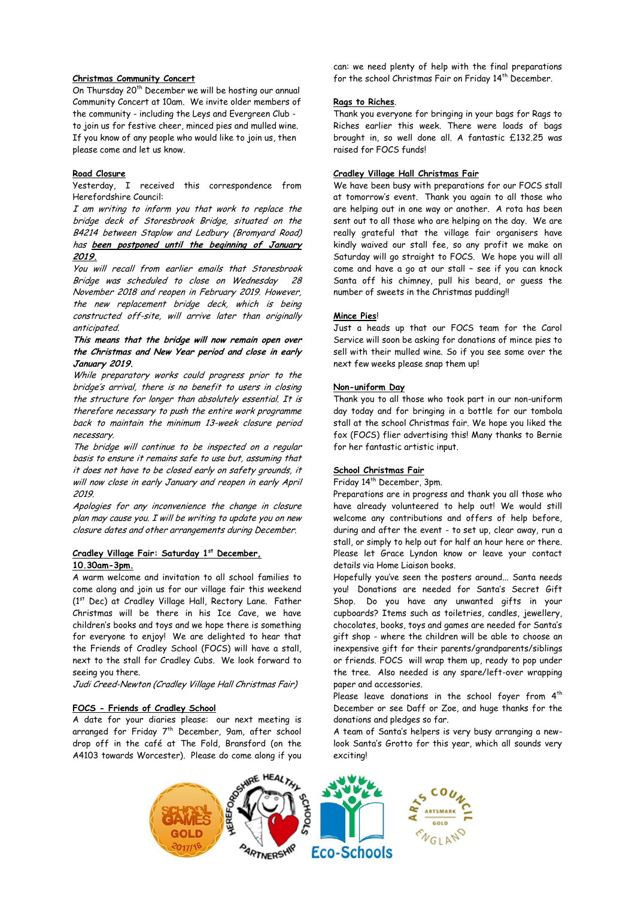**Christmas Community Concert**

On Thursday 20th December we will be hosting our annual Community Concert at 10am. We invite older members of the community - including the Leys and Evergreen Club - to join us for festive cheer, minced pies and mulled wine. If you know of any people who would like to join us, then please come and let us know.

**Road Closure**

Yesterday, I received this correspondence from Herefordshire Council:

*I am writing to inform you that work to replace the bridge deck of Storesbrook Bridge, situated on the B4214 between Staplow and Ledbury (Bromyard Road) has* ***been postponed until the beginning of January 2019.***

*You will recall from earlier emails that Storesbrook Bridge was scheduled to close on Wednesday 28 November 2018 and reopen in February 2019. However, the new replacement bridge deck, which is being constructed off-site, will arrive later than originally anticipated.*

***This means that the bridge will now remain open over the Christmas and New Year period and close in early January 2019.***

*While preparatory works could progress prior to the bridge's arrival, there is no benefit to users in closing the structure for longer than absolutely essential. It is therefore necessary to push the entire work programme back to maintain the minimum 13-week closure period necessary.*

*The bridge will continue to be inspected on a regular basis to ensure it remains safe to use but, assuming that it does not have to be closed early on safety grounds, it will now close in early January and reopen in early April 2019.*

*Apologies for any inconvenience the change in closure plan may cause you. I will be writing to update you on new closure dates and other arrangements during December.*

**Cradley Village Fair: Saturday 1st December, 10.30am-3pm.**

A warm welcome and invitation to all school families to come along and join us for our village fair this weekend (1st Dec) at Cradley Village Hall, Rectory Lane. Father Christmas will be there in his Ice Cave, we have children's books and toys and we hope there is something for everyone to enjoy! We are delighted to hear that the Friends of Cradley School (FOCS) will have a stall, next to the stall for Cradley Cubs. We look forward to seeing you there.

*Judi Creed-Newton (Cradley Village Hall Christmas Fair)*

**FOCS - Friends of Cradley School**

A date for your diaries please: our next meeting is arranged for Friday 7th December, 9am, after school drop off in the café at The Fold, Bransford (on the A4103 towards Worcester). Please do come along if you can: we need plenty of help with the final preparations for the school Christmas Fair on Friday 14th December.

**Rags to Riches**.

Thank you everyone for bringing in your bags for Rags to Riches earlier this week. There were loads of bags brought in, so well done all. A fantastic £132.25 was raised for FOCS funds!

**Cradley Village Hall Christmas Fair**

We have been busy with preparations for our FOCS stall at tomorrow's event. Thank you again to all those who are helping out in one way or another. A rota has been sent out to all those who are helping on the day. We are really grateful that the village fair organisers have kindly waived our stall fee, so any profit we make on Saturday will go straight to FOCS. We hope you will all come and have a go at our stall – see if you can knock Santa off his chimney, pull his beard, or guess the number of sweets in the Christmas pudding!!

**Mince Pies**!

Just a heads up that our FOCS team for the Carol Service will soon be asking for donations of mince pies to sell with their mulled wine. So if you see some over the next few weeks please snap them up!

**Non-uniform Day**

Thank you to all those who took part in our non-uniform day today and for bringing in a bottle for our tombola stall at the school Christmas fair. We hope you liked the fox (FOCS) flier advertising this! Many thanks to Bernie for her fantastic artistic input.

**School Christmas Fair**

Friday 14th December, 3pm.

Preparations are in progress and thank you all those who have already volunteered to help out! We would still welcome any contributions and offers of help before, during and after the event - to set up, clear away, run a stall, or simply to help out for half an hour here or there. Please let Grace Lyndon know or leave your contact details via Home Liaison books.

Hopefully you've seen the posters around... Santa needs you! Donations are needed for Santa's Secret Gift Shop. Do you have any unwanted gifts in your cupboards? Items such as toiletries, candles, jewellery, chocolates, books, toys and games are needed for Santa's gift shop - where the children will be able to choose an inexpensive gift for their parents/grandparents/siblings or friends. FOCS will wrap them up, ready to pop under the tree. Also needed is any spare/left-over wrapping paper and accessories.

Please leave donations in the school foyer from 4th December or see Daff or Zoe, and huge thanks for the donations and pledges so far.

A team of Santa's helpers is very busy arranging a new-look Santa's Grotto for this year, which all sounds very exciting!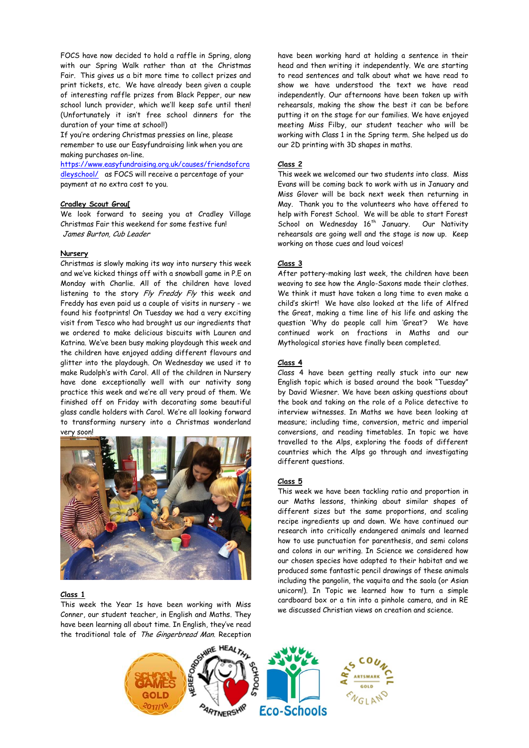FOCS have now decided to hold a raffle in Spring, along with our Spring Walk rather than at the Christmas Fair. This gives us a bit more time to collect prizes and print tickets, etc. We have already been given a couple of interesting raffle prizes from Black Pepper, our new school lunch provider, which we'll keep safe until then! (Unfortunately it isn't free school dinners for the duration of your time at school!)

If you're ordering Christmas pressies on line, please remember to use our Easyfundraising link when you are making purchases on-line. [https://www.easyfundraising.org.uk/causes/friendsofcradleyschool/](https://www.easyfundraising.org.uk/causes/friendsofcradleyschool/) as FOCS will receive a percentage of your payment at no extra cost to you.

**Cradley Scout Grou[**

We look forward to seeing you at Cradley Village Christmas Fair this weekend for some festive fun!

*James Burton, Cub Leader*

**Nursery**

Christmas is slowly making its way into nursery this week and we've kicked things off with a snowball game in P.E on Monday with Charlie. All of the children have loved listening to the story *Fly Freddy Fly* this week and Freddy has even paid us a couple of visits in nursery - we found his footprints! On Tuesday we had a very exciting visit from Tesco who had brought us our ingredients that we ordered to make delicious biscuits with Lauren and Katrina. We've been busy making playdough this week and the children have enjoyed adding different flavours and glitter into the playdough. On Wednesday we used it to make Rudolph's with Carol. All of the children in Nursery have done exceptionally well with our nativity song practice this week and we're all very proud of them. We finished off on Friday with decorating some beautiful glass candle holders with Carol. We're all looking forward to transforming nursery into a Christmas wonderland very soon!

**Class 1**

This week the Year 1s have been working with Miss Conner, our student teacher, in English and Maths. They have been learning all about time. In English, they've read the traditional tale of *The Gingerbread Man*. Reception have been working hard at holding a sentence in their head and then writing it independently. We are starting to read sentences and talk about what we have read to show we have understood the text we have read independently. Our afternoons have been taken up with rehearsals, making the show the best it can be before putting it on the stage for our families. We have enjoyed meeting Miss Filby, our student teacher who will be working with Class 1 in the Spring term. She helped us do our 2D printing with 3D shapes in maths.

**Class 2**

This week we welcomed our two students into class. Miss Evans will be coming back to work with us in January and Miss Glover will be back next week then returning in May. Thank you to the volunteers who have offered to help with Forest School. We will be able to start Forest School on Wednesday 16th January. Our Nativity rehearsals are going well and the stage is now up. Keep working on those cues and loud voices!

**Class 3**

After pottery-making last week, the children have been weaving to see how the Anglo-Saxons made their clothes. We think it must have taken a long time to even make a child's skirt! We have also looked at the life of Alfred the Great, making a time line of his life and asking the question 'Why do people call him 'Great'? We have continued work on fractions in Maths and our Mythological stories have finally been completed.

**Class 4**

Class 4 have been getting really stuck into our new English topic which is based around the book "Tuesday" by David Wiesner. We have been asking questions about the book and taking on the role of a Police detective to interview witnesses. In Maths we have been looking at measure; including time, conversion, metric and imperial conversions, and reading timetables. In topic we have travelled to the Alps, exploring the foods of different countries which the Alps go through and investigating different questions.

**Class 5**

This week we have been tackling ratio and proportion in our Maths lessons, thinking about similar shapes of different sizes but the same proportions, and scaling recipe ingredients up and down. We have continued our research into critically endangered animals and learned how to use punctuation for parenthesis, and semi colons and colons in our writing. In Science we considered how our chosen species have adapted to their habitat and we produced some fantastic pencil drawings of these animals including the pangolin, the vaquita and the saola (or Asian unicorn!). In Topic we learned how to turn a simple cardboard box or a tin into a pinhole camera, and in RE we discussed Christian views on creation and science.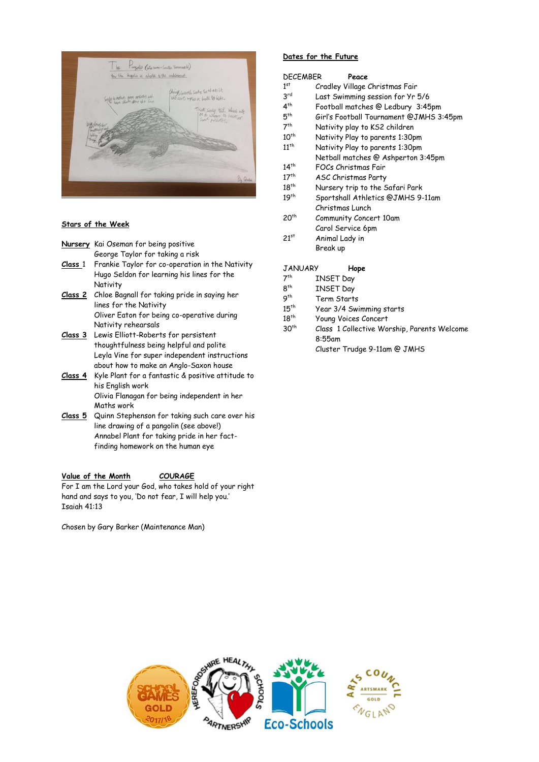**Stars of the Week**

**Nursery** Kai Oseman for being positive
George Taylor for taking a risk

**Class 1** Frankie Taylor for co-operation in the Nativity
Hugo Seldon for learning his lines for the Nativity

**Class 2** Chloe Bagnall for taking pride in saying her lines for the Nativity
Oliver Eaton for being co-operative during Nativity rehearsals

**Class 3** Lewis Elliott-Roberts for persistent thoughtfulness being helpful and polite
Leyla Vine for super independent instructions about how to make an Anglo-Saxon house

**Class 4** Kyle Plant for a fantastic & positive attitude to his English work
Olivia Flanagan for being independent in her Maths work

**Class 5** Quinn Stephenson for taking such care over his line drawing of a pangolin (see above!)
Annabel Plant for taking pride in her fact-finding homework on the human eye

**Value of the Month** **COURAGE**

For I am the Lord your God, who takes hold of your right hand and says to you, 'Do not fear, I will help you.'
Isaiah 41:13

Chosen by Gary Barker (Maintenance Man)

**Dates for the Future**

| DECEMBER | **Peace** |
|---|---|
| 1st | Cradley Village Christmas Fair |
| 3rd | Last Swimming session for Yr 5/6 |
| 4th | Football matches @ Ledbury 3:45pm |
| 5th | Girl's Football Tournament @JMHS 3:45pm |
| 7th | Nativity play to KS2 children |
| 10th | Nativity Play to parents 1:30pm |
| 11th | Nativity Play to parents 1:30pm<br>Netball matches @ Ashperton 3:45pm |
| 14th | FOCs Christmas Fair |
| 17th | ASC Christmas Party |
| 18th | Nursery trip to the Safari Park |
| 19th | Sportshall Athletics @JMHS 9-11am<br>Christmas Lunch |
| 20th | Community Concert 10am<br>Carol Service 6pm |
| 21st | Animal Lady in<br>Break up |

| JANUARY | **Hope** |
|---|---|
| 7th | INSET Day |
| 8th | INSET Day |
| 9th | Term Starts |
| 15th | Year 3/4 Swimming starts |
| 18th | Young Voices Concert |
| 30th | Class 1 Collective Worship, Parents Welcome 8:55am<br>Cluster Trudge 9-11am @ JMHS |